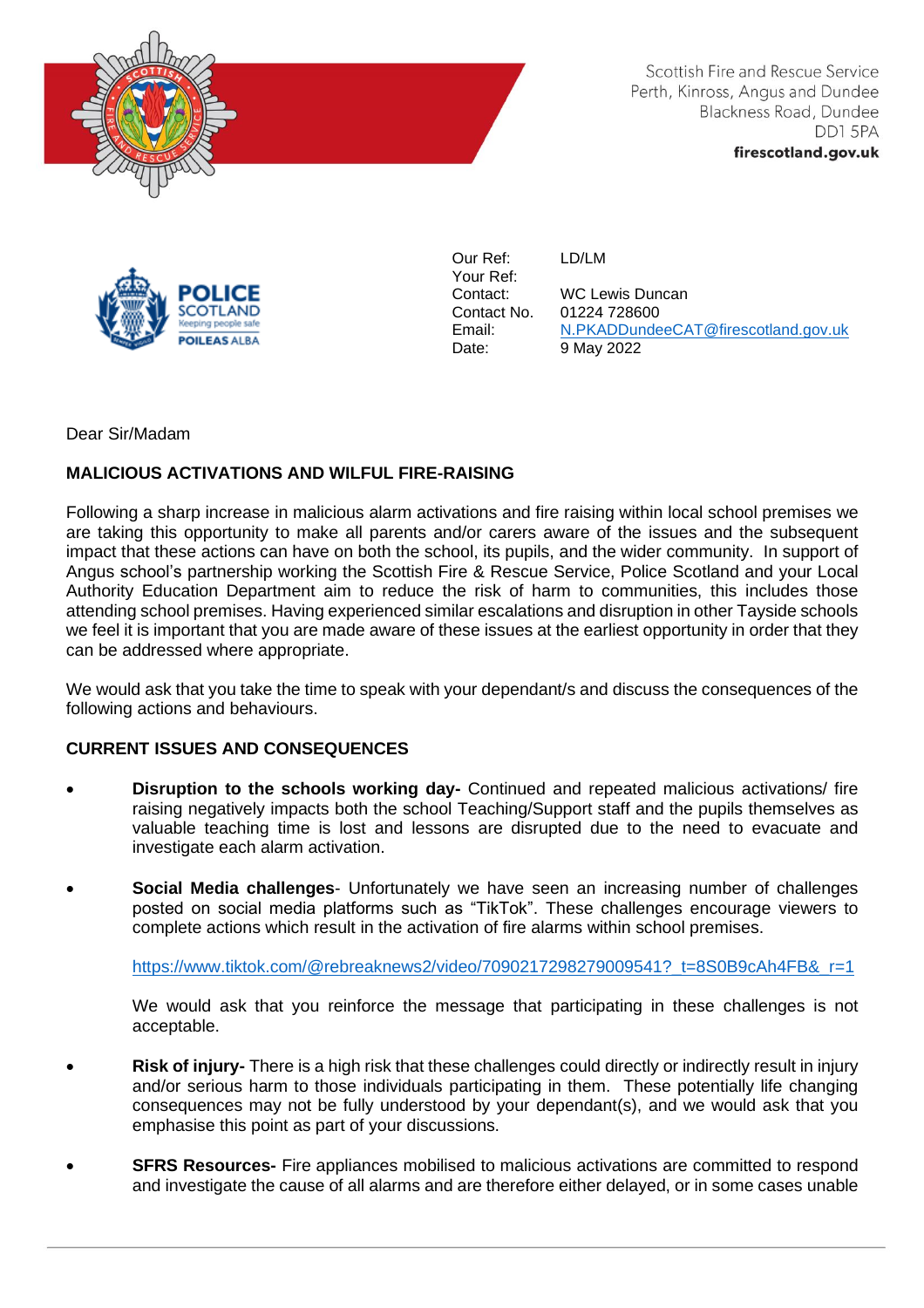Scottish Fire and Rescue Service
Perth, Kinross, Angus and Dundee
Blackness Road, Dundee
DD1 5PA
**firescotland.gov.uk**

POLICE SCOTLAND
Keeping people safe
POILEAS ALBA

| | |
|---|---|
| Our Ref: | LD/LM |
| Your Ref: | |
| Contact: | WC Lewis Duncan |
| Contact No. | 01224 728600 |
| Email: | N.PKADDundeeCAT@firescotland.gov.uk |
| Date: | 9 May 2022 |

Dear Sir/Madam

**MALICIOUS ACTIVATIONS AND WILFUL FIRE-RAISING**

Following a sharp increase in malicious alarm activations and fire raising within local school premises we are taking this opportunity to make all parents and/or carers aware of the issues and the subsequent impact that these actions can have on both the school, its pupils, and the wider community. In support of Angus school's partnership working the Scottish Fire & Rescue Service, Police Scotland and your Local Authority Education Department aim to reduce the risk of harm to communities, this includes those attending school premises. Having experienced similar escalations and disruption in other Tayside schools we feel it is important that you are made aware of these issues at the earliest opportunity in order that they can be addressed where appropriate.

We would ask that you take the time to speak with your dependant/s and discuss the consequences of the following actions and behaviours.

**CURRENT ISSUES AND CONSEQUENCES**

- **Disruption to the schools working day-** Continued and repeated malicious activations/ fire raising negatively impacts both the school Teaching/Support staff and the pupils themselves as valuable teaching time is lost and lessons are disrupted due to the need to evacuate and investigate each alarm activation.

- **Social Media challenges**- Unfortunately we have seen an increasing number of challenges posted on social media platforms such as "TikTok". These challenges encourage viewers to complete actions which result in the activation of fire alarms within school premises.

  https://www.tiktok.com/@rebreaknews2/video/7090217298279009541?_t=8S0B9cAh4FB&_r=1

  We would ask that you reinforce the message that participating in these challenges is not acceptable.

- **Risk of injury-** There is a high risk that these challenges could directly or indirectly result in injury and/or serious harm to those individuals participating in them. These potentially life changing consequences may not be fully understood by your dependant(s), and we would ask that you emphasise this point as part of your discussions.

- **SFRS Resources-** Fire appliances mobilised to malicious activations are committed to respond and investigate the cause of all alarms and are therefore either delayed, or in some cases unable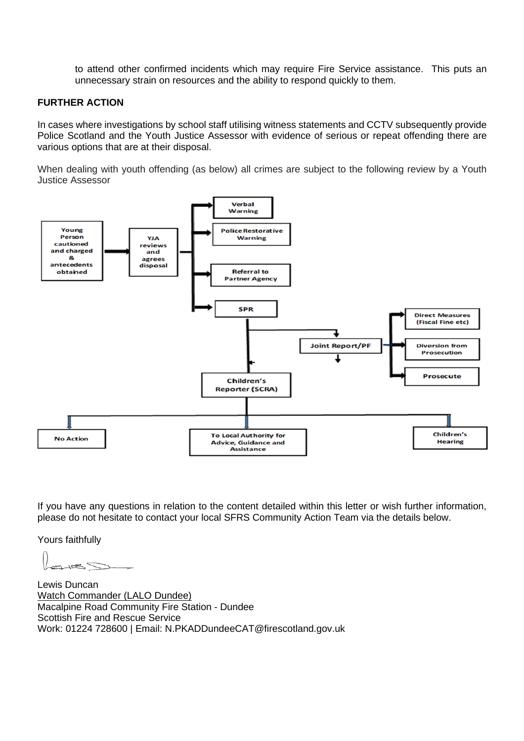to attend other confirmed incidents which may require Fire Service assistance. This puts an unnecessary strain on resources and the ability to respond quickly to them.

**FURTHER ACTION**

In cases where investigations by school staff utilising witness statements and CCTV subsequently provide Police Scotland and the Youth Justice Assessor with evidence of serious or repeat offending there are various options that are at their disposal.

When dealing with youth offending (as below) all crimes are subject to the following review by a Youth Justice Assessor

Young Person cautioned and charged & antecedents obtained

YJA reviews and agrees disposal

Verbal Warning

Police Restorative Warning

Referral to Partner Agency

SPR

Joint Report/PF

Direct Measures (Fiscal Fine etc)

Diversion from Prosecution

Prosecute

Children's Reporter (SCRA)

No Action

To Local Authority for Advice, Guidance and Assistance

Children's Hearing

If you have any questions in relation to the content detailed within this letter or wish further information, please do not hesitate to contact your local SFRS Community Action Team via the details below.

Yours faithfully

Lewis Duncan
Watch Commander (LALO Dundee)
Macalpine Road Community Fire Station - Dundee
Scottish Fire and Rescue Service
Work: 01224 728600 | Email: N.PKADDundeeCAT@firescotland.gov.uk